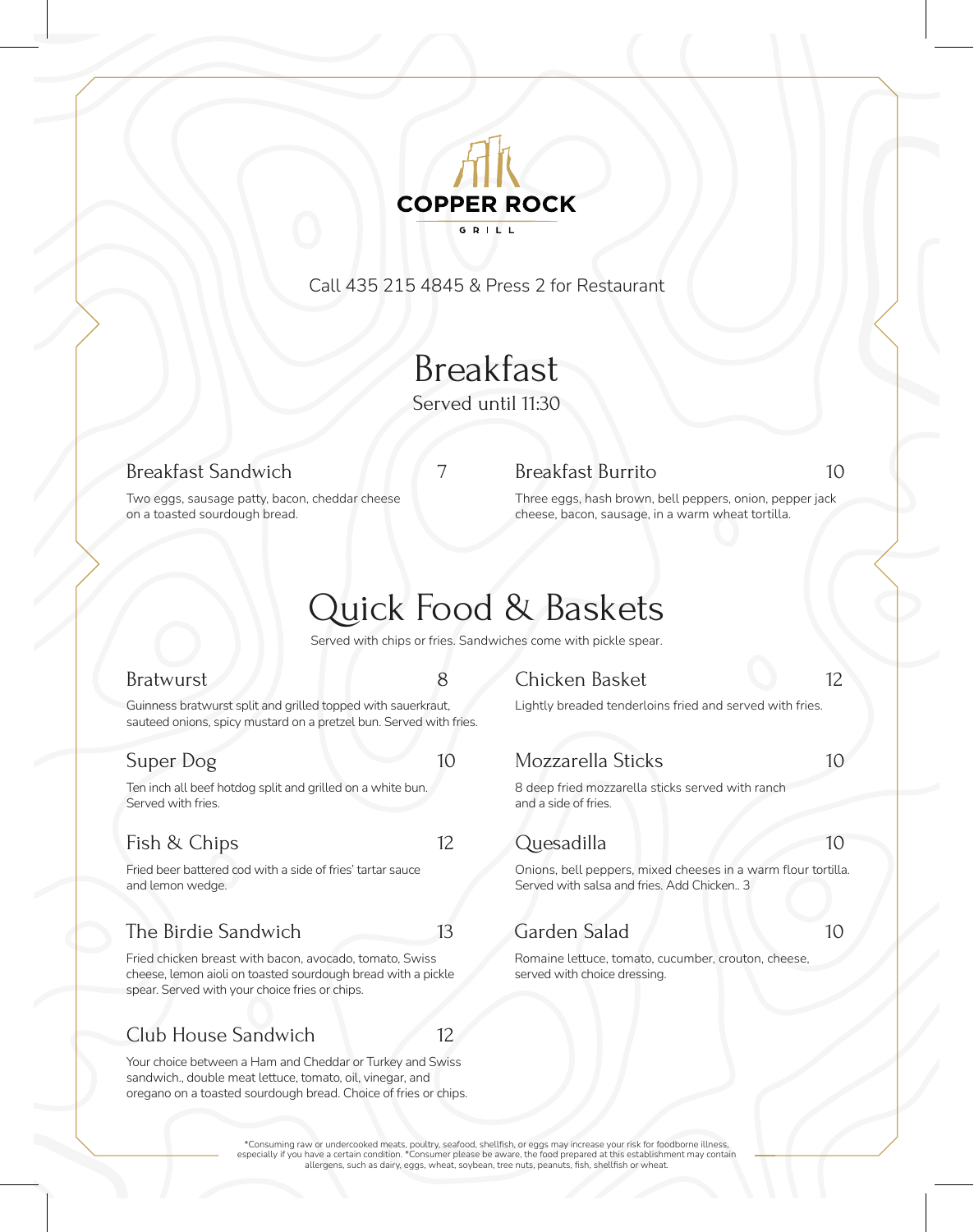# COPPER ROCK

GRILL

Call 435 215 4845 & Press 2 for Restaurant

## Breakfast

Served until 11:30

### Breakfast Sandwich — 7

Two eggs, sausage patty, bacon, cheddar cheese on a toasted sourdough bread.

### Breakfast Burrito — 10

Three eggs, hash brown, bell peppers, onion, pepper jack cheese, bacon, sausage, in a warm wheat tortilla.

## Quick Food & Baskets

Served with chips or fries. Sandwiches come with pickle spear.

### Bratwurst — 8

Guinness bratwurst split and grilled topped with sauerkraut, sauteed onions, spicy mustard on a pretzel bun. Served with fries.

### Super Dog — 10

Ten inch all beef hotdog split and grilled on a white bun. Served with fries.

### Fish & Chips — 12

Fried beer battered cod with a side of fries' tartar sauce and lemon wedge.

### The Birdie Sandwich — 13

Fried chicken breast with bacon, avocado, tomato, Swiss cheese, lemon aioli on toasted sourdough bread with a pickle spear. Served with your choice fries or chips.

### Club House Sandwich — 12

Your choice between a Ham and Cheddar or Turkey and Swiss sandwich., double meat lettuce, tomato, oil, vinegar, and oregano on a toasted sourdough bread. Choice of fries or chips.

### Chicken Basket — 12

Lightly breaded tenderloins fried and served with fries.

### Mozzarella Sticks — 10

8 deep fried mozzarella sticks served with ranch and a side of fries.

### Quesadilla — 10

Onions, bell peppers, mixed cheeses in a warm flour tortilla. Served with salsa and fries. Add Chicken.. 3

### Garden Salad — 10

Romaine lettuce, tomato, cucumber, crouton, cheese, served with choice dressing.

*Consuming raw or undercooked meats, poultry, seafood, shellfish, or eggs may increase your risk for foodborne illness, especially if you have a certain condition. *Consumer please be aware, the food prepared at this establishment may contain allergens, such as dairy, eggs, wheat, soybean, tree nuts, peanuts, fish, shellfish or wheat.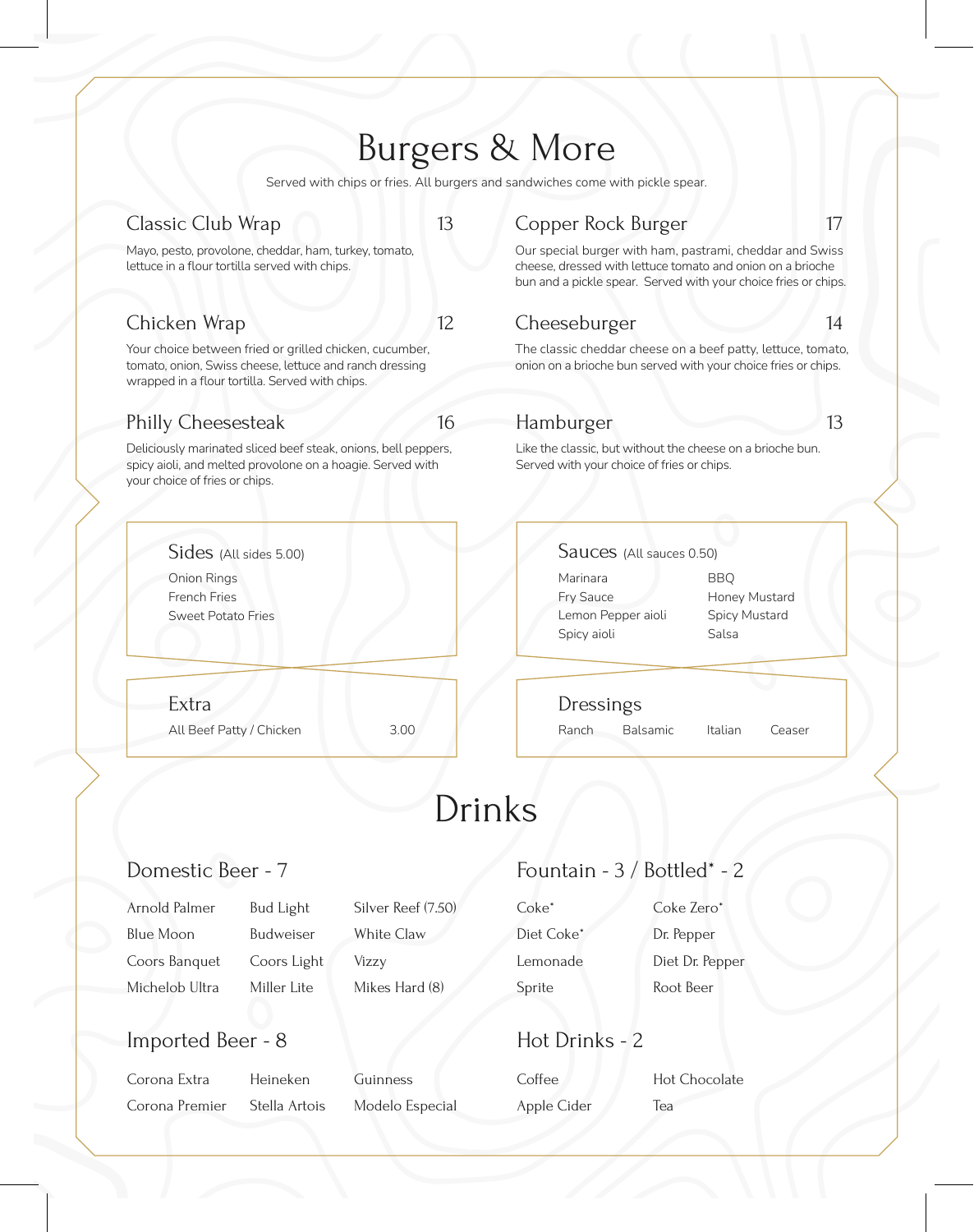# Burgers & More

Served with chips or fries. All burgers and sandwiches come with pickle spear.

### Classic Club Wrap 13

Mayo, pesto, provolone, cheddar, ham, turkey, tomato, lettuce in a flour tortilla served with chips.

### Chicken Wrap 12

Your choice between fried or grilled chicken, cucumber, tomato, onion, Swiss cheese, lettuce and ranch dressing wrapped in a flour tortilla. Served with chips.

### Philly Cheesesteak 16

Deliciously marinated sliced beef steak, onions, bell peppers, spicy aioli, and melted provolone on a hoagie. Served with your choice of fries or chips.

### Copper Rock Burger 17

Our special burger with ham, pastrami, cheddar and Swiss cheese, dressed with lettuce tomato and onion on a brioche bun and a pickle spear. Served with your choice fries or chips.

### Cheeseburger 14

The classic cheddar cheese on a beef patty, lettuce, tomato, onion on a brioche bun served with your choice fries or chips.

### Hamburger 13

Like the classic, but without the cheese on a brioche bun. Served with your choice of fries or chips.

### Sides (All sides 5.00)

Onion Rings
French Fries
Sweet Potato Fries

### Extra

All Beef Patty / Chicken 3.00

### Sauces (All sauces 0.50)

Marinara
Fry Sauce
Lemon Pepper aioli
Spicy aioli
BBQ
Honey Mustard
Spicy Mustard
Salsa

### Dressings

Ranch
Balsamic
Italian
Ceaser

# Drinks

### Domestic Beer - 7

Arnold Palmer
Blue Moon
Coors Banquet
Michelob Ultra
Bud Light
Budweiser
Coors Light
Miller Lite
Silver Reef (7.50)
White Claw
Vizzy
Mikes Hard (8)

### Imported Beer - 8

Corona Extra
Corona Premier
Heineken
Stella Artois
Guinness
Modelo Especial

### Fountain - 3 / Bottled* - 2

Coke*
Diet Coke*
Lemonade
Sprite
Coke Zero*
Dr. Pepper
Diet Dr. Pepper
Root Beer

### Hot Drinks - 2

Coffee
Apple Cider
Hot Chocolate
Tea